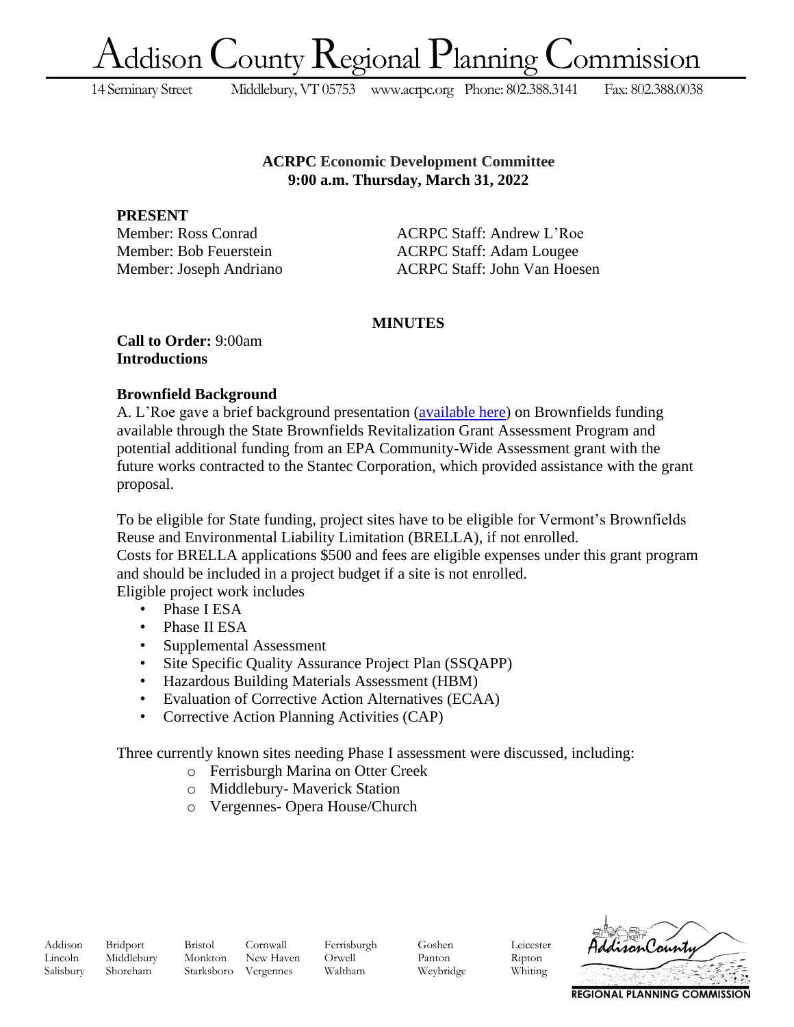# Addison County Regional Planning Commission

14 Seminary Street Middlebury, VT 05753 www.acrpc.org Phone: 802.388.3141 Fax: 802.388.0038

**ACRPC Economic Development Committee**
**9:00 a.m. Thursday, March 31, 2022**

**PRESENT**

| | |
|---|---|
| Member: Ross Conrad | ACRPC Staff: Andrew L'Roe |
| Member: Bob Feuerstein | ACRPC Staff: Adam Lougee |
| Member: Joseph Andriano | ACRPC Staff: John Van Hoesen |

**MINUTES**

**Call to Order:** 9:00am
**Introductions**

**Brownfield Background**

A. L'Roe gave a brief background presentation (available here) on Brownfields funding available through the State Brownfields Revitalization Grant Assessment Program and potential additional funding from an EPA Community-Wide Assessment grant with the future works contracted to the Stantec Corporation, which provided assistance with the grant proposal.

To be eligible for State funding, project sites have to be eligible for Vermont's Brownfields Reuse and Environmental Liability Limitation (BRELLA), if not enrolled.
Costs for BRELLA applications $500 and fees are eligible expenses under this grant program and should be included in a project budget if a site is not enrolled.
Eligible project work includes

- Phase I ESA
- Phase II ESA
- Supplemental Assessment
- Site Specific Quality Assurance Project Plan (SSQAPP)
- Hazardous Building Materials Assessment (HBM)
- Evaluation of Corrective Action Alternatives (ECAA)
- Corrective Action Planning Activities (CAP)

Three currently known sites needing Phase I assessment were discussed, including:

- Ferrisburgh Marina on Otter Creek
- Middlebury- Maverick Station
- Vergennes- Opera House/Church

Addison Bridport Bristol Cornwall Ferrisburgh Goshen Leicester
Lincoln Middlebury Monkton New Haven Orwell Panton Ripton
Salisbury Shoreham Starksboro Vergennes Waltham Weybridge Whiting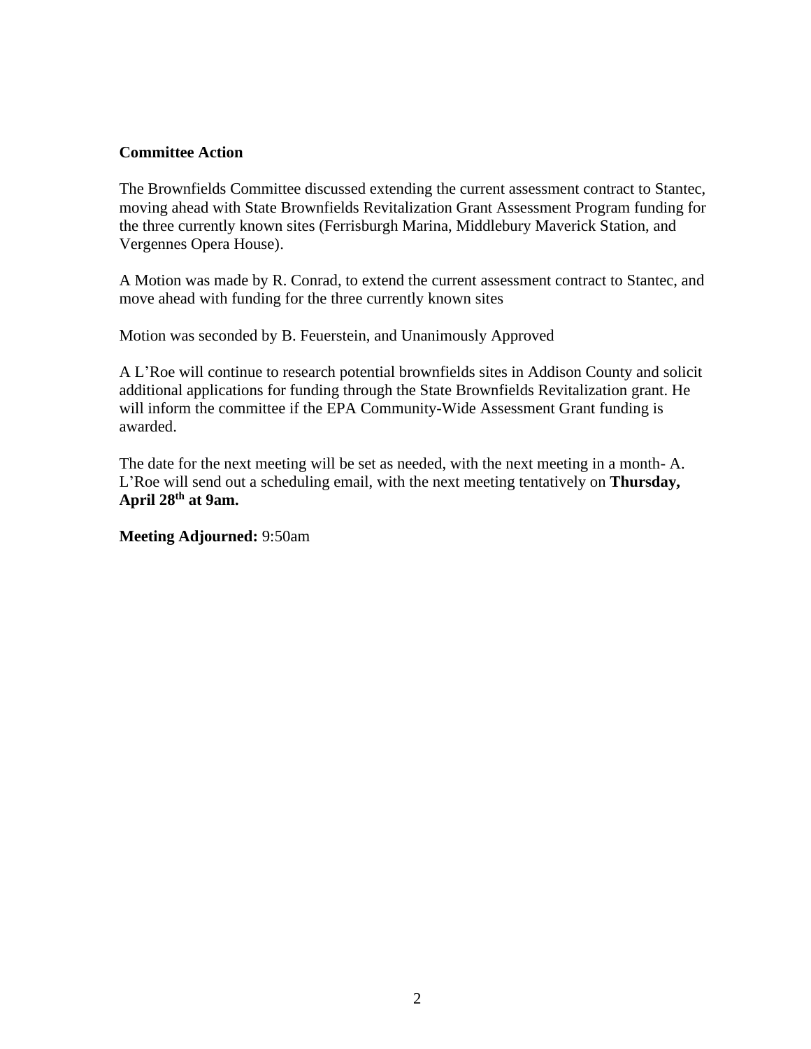**Committee Action**

The Brownfields Committee discussed extending the current assessment contract to Stantec, moving ahead with State Brownfields Revitalization Grant Assessment Program funding for the three currently known sites (Ferrisburgh Marina, Middlebury Maverick Station, and Vergennes Opera House).

A Motion was made by R. Conrad, to extend the current assessment contract to Stantec, and move ahead with funding for the three currently known sites

Motion was seconded by B. Feuerstein, and Unanimously Approved

A L'Roe will continue to research potential brownfields sites in Addison County and solicit additional applications for funding through the State Brownfields Revitalization grant. He will inform the committee if the EPA Community-Wide Assessment Grant funding is awarded.

The date for the next meeting will be set as needed, with the next meeting in a month- A. L'Roe will send out a scheduling email, with the next meeting tentatively on **Thursday, April 28th at 9am.**

**Meeting Adjourned:** 9:50am